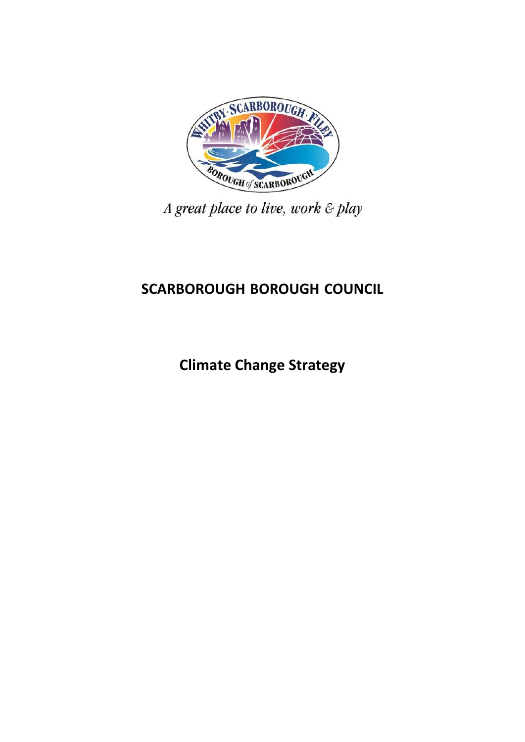A great place to live, work & play

# SCARBOROUGH BOROUGH COUNCIL

## Climate Change Strategy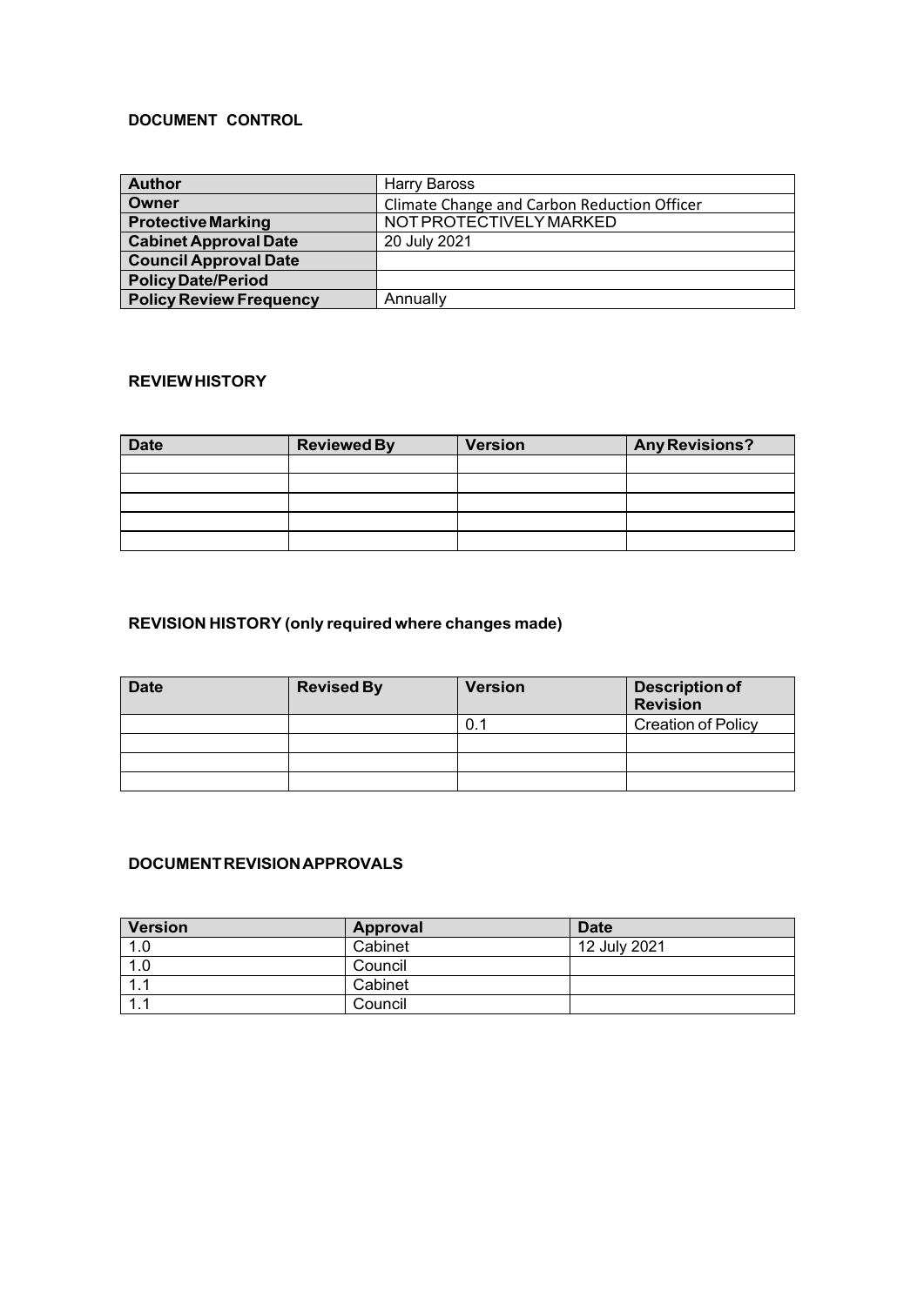**DOCUMENT CONTROL**

| | |
|---|---|
| **Author** | Harry Baross |
| **Owner** | Climate Change and Carbon Reduction Officer |
| **Protective Marking** | NOT PROTECTIVELY MARKED |
| **Cabinet Approval Date** | 20 July 2021 |
| **Council Approval Date** | |
| **Policy Date/Period** | |
| **Policy Review Frequency** | Annually |

**REVIEW HISTORY**

| Date | Reviewed By | Version | Any Revisions? |
|---|---|---|---|
| | | | |
| | | | |
| | | | |
| | | | |
| | | | |

**REVISION HISTORY (only required where changes made)**

| Date | Revised By | Version | Description of Revision |
|---|---|---|---|
| | | 0.1 | Creation of Policy |
| | | | |
| | | | |
| | | | |

**DOCUMENT REVISION APPROVALS**

| Version | Approval | Date |
|---|---|---|
| 1.0 | Cabinet | 12 July 2021 |
| 1.0 | Council | |
| 1.1 | Cabinet | |
| 1.1 | Council | |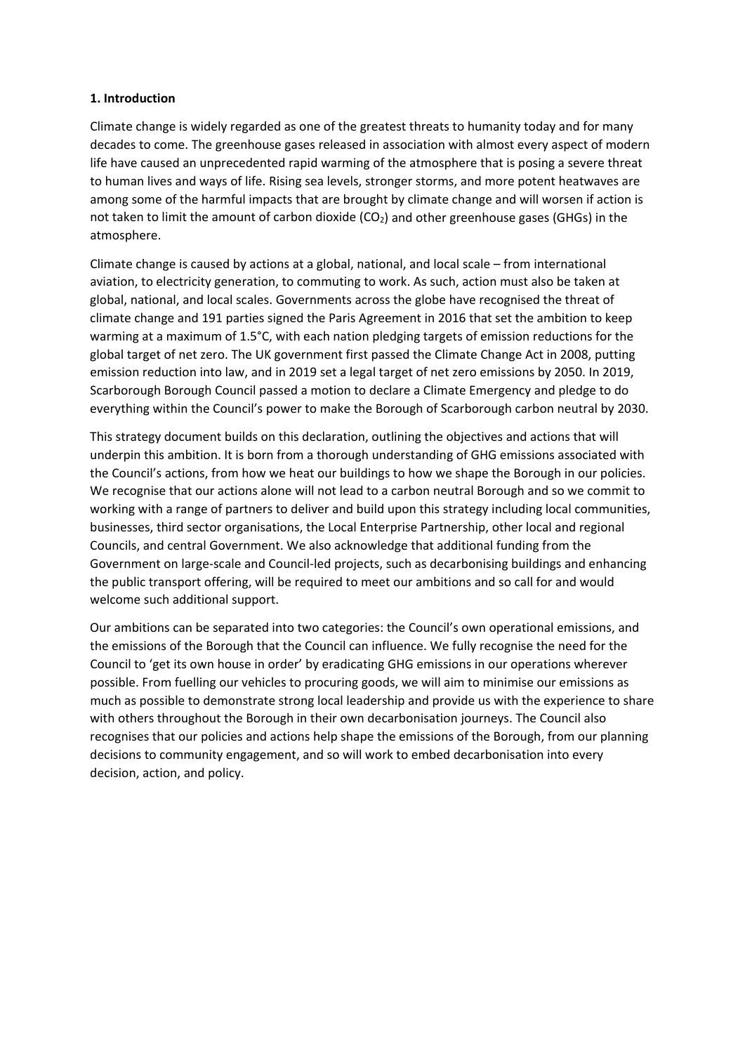## 1. Introduction

Climate change is widely regarded as one of the greatest threats to humanity today and for many decades to come. The greenhouse gases released in association with almost every aspect of modern life have caused an unprecedented rapid warming of the atmosphere that is posing a severe threat to human lives and ways of life. Rising sea levels, stronger storms, and more potent heatwaves are among some of the harmful impacts that are brought by climate change and will worsen if action is not taken to limit the amount of carbon dioxide ($CO_2$) and other greenhouse gases (GHGs) in the atmosphere.

Climate change is caused by actions at a global, national, and local scale – from international aviation, to electricity generation, to commuting to work. As such, action must also be taken at global, national, and local scales. Governments across the globe have recognised the threat of climate change and 191 parties signed the Paris Agreement in 2016 that set the ambition to keep warming at a maximum of 1.5°C, with each nation pledging targets of emission reductions for the global target of net zero. The UK government first passed the Climate Change Act in 2008, putting emission reduction into law, and in 2019 set a legal target of net zero emissions by 2050. In 2019, Scarborough Borough Council passed a motion to declare a Climate Emergency and pledge to do everything within the Council's power to make the Borough of Scarborough carbon neutral by 2030.

This strategy document builds on this declaration, outlining the objectives and actions that will underpin this ambition. It is born from a thorough understanding of GHG emissions associated with the Council's actions, from how we heat our buildings to how we shape the Borough in our policies. We recognise that our actions alone will not lead to a carbon neutral Borough and so we commit to working with a range of partners to deliver and build upon this strategy including local communities, businesses, third sector organisations, the Local Enterprise Partnership, other local and regional Councils, and central Government. We also acknowledge that additional funding from the Government on large-scale and Council-led projects, such as decarbonising buildings and enhancing the public transport offering, will be required to meet our ambitions and so call for and would welcome such additional support.

Our ambitions can be separated into two categories: the Council's own operational emissions, and the emissions of the Borough that the Council can influence. We fully recognise the need for the Council to 'get its own house in order' by eradicating GHG emissions in our operations wherever possible. From fuelling our vehicles to procuring goods, we will aim to minimise our emissions as much as possible to demonstrate strong local leadership and provide us with the experience to share with others throughout the Borough in their own decarbonisation journeys. The Council also recognises that our policies and actions help shape the emissions of the Borough, from our planning decisions to community engagement, and so will work to embed decarbonisation into every decision, action, and policy.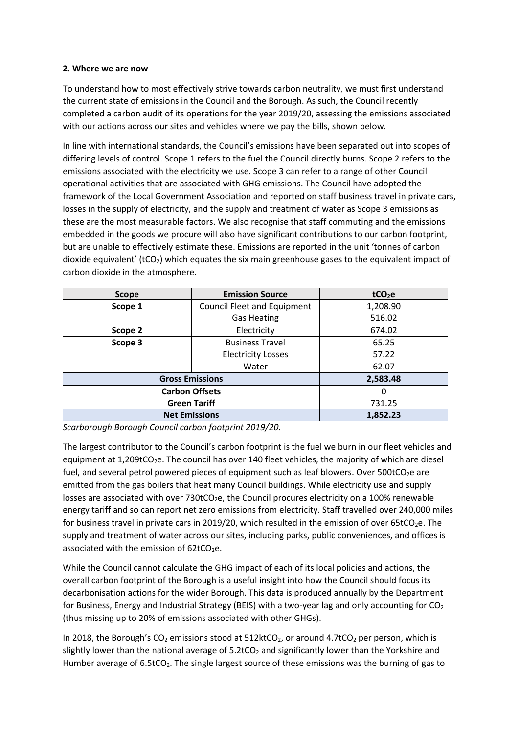**2. Where we are now**

To understand how to most effectively strive towards carbon neutrality, we must first understand the current state of emissions in the Council and the Borough. As such, the Council recently completed a carbon audit of its operations for the year 2019/20, assessing the emissions associated with our actions across our sites and vehicles where we pay the bills, shown below.

In line with international standards, the Council's emissions have been separated out into scopes of differing levels of control. Scope 1 refers to the fuel the Council directly burns. Scope 2 refers to the emissions associated with the electricity we use. Scope 3 can refer to a range of other Council operational activities that are associated with GHG emissions. The Council have adopted the framework of the Local Government Association and reported on staff business travel in private cars, losses in the supply of electricity, and the supply and treatment of water as Scope 3 emissions as these are the most measurable factors. We also recognise that staff commuting and the emissions embedded in the goods we procure will also have significant contributions to our carbon footprint, but are unable to effectively estimate these. Emissions are reported in the unit 'tonnes of carbon dioxide equivalent' ($tCO_2$) which equates the six main greenhouse gases to the equivalent impact of carbon dioxide in the atmosphere.

| Scope | Emission Source | $tCO_2e$ |
|---|---|---|
| **Scope 1** | Council Fleet and Equipment | 1,208.90 |
| | Gas Heating | 516.02 |
| **Scope 2** | Electricity | 674.02 |
| **Scope 3** | Business Travel | 65.25 |
| | Electricity Losses | 57.22 |
| | Water | 62.07 |
| **Gross Emissions** | | **2,583.48** |
| **Carbon Offsets** | | 0 |
| **Green Tariff** | | 731.25 |
| **Net Emissions** | | **1,852.23** |

*Scarborough Borough Council carbon footprint 2019/20.*

The largest contributor to the Council's carbon footprint is the fuel we burn in our fleet vehicles and equipment at 1,209$tCO_2e$. The council has over 140 fleet vehicles, the majority of which are diesel fuel, and several petrol powered pieces of equipment such as leaf blowers. Over 500$tCO_2e$ are emitted from the gas boilers that heat many Council buildings. While electricity use and supply losses are associated with over 730$tCO_2e$, the Council procures electricity on a 100% renewable energy tariff and so can report net zero emissions from electricity. Staff travelled over 240,000 miles for business travel in private cars in 2019/20, which resulted in the emission of over 65$tCO_2e$. The supply and treatment of water across our sites, including parks, public conveniences, and offices is associated with the emission of 62$tCO_2e$.

While the Council cannot calculate the GHG impact of each of its local policies and actions, the overall carbon footprint of the Borough is a useful insight into how the Council should focus its decarbonisation actions for the wider Borough. This data is produced annually by the Department for Business, Energy and Industrial Strategy (BEIS) with a two-year lag and only accounting for $CO_2$ (thus missing up to 20% of emissions associated with other GHGs).

In 2018, the Borough's $CO_2$ emissions stood at 512k$tCO_2$, or around 4.7$tCO_2$ per person, which is slightly lower than the national average of 5.2$tCO_2$ and significantly lower than the Yorkshire and Humber average of 6.5$tCO_2$. The single largest source of these emissions was the burning of gas to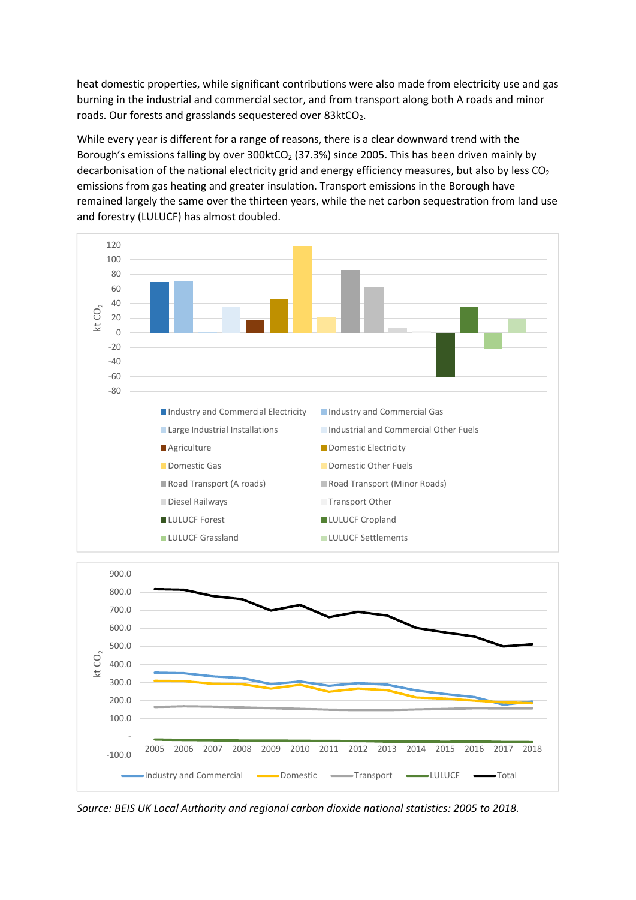heat domestic properties, while significant contributions were also made from electricity use and gas burning in the industrial and commercial sector, and from transport along both A roads and minor roads. Our forests and grasslands sequestered over 83kt$CO_2$.

While every year is different for a range of reasons, there is a clear downward trend with the Borough's emissions falling by over 300kt$CO_2$ (37.3%) since 2005. This has been driven mainly by decarbonisation of the national electricity grid and energy efficiency measures, but also by less $CO_2$ emissions from gas heating and greater insulation. Transport emissions in the Borough have remained largely the same over the thirteen years, while the net carbon sequestration from land use and forestry (LULUCF) has almost doubled.

*Source: BEIS UK Local Authority and regional carbon dioxide national statistics: 2005 to 2018.*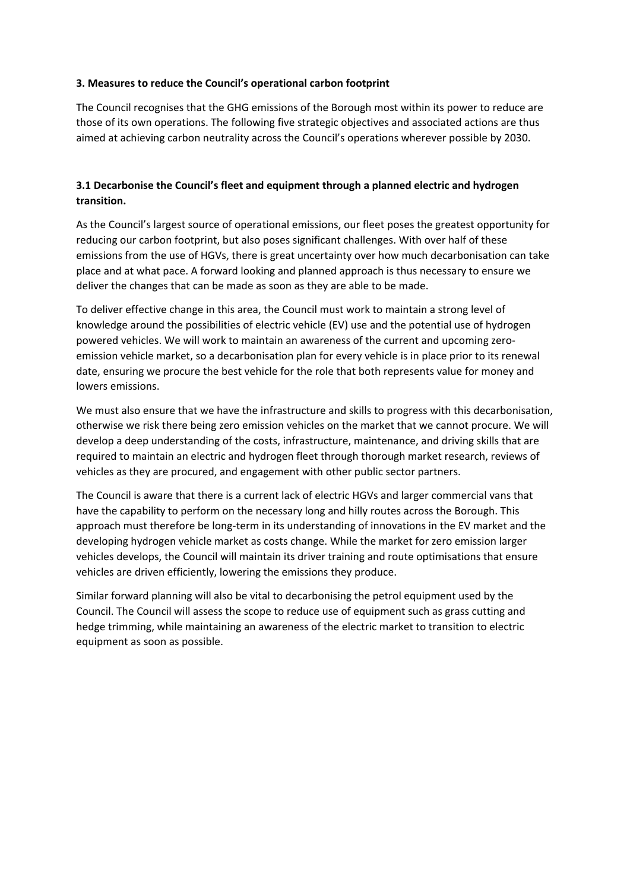## 3. Measures to reduce the Council's operational carbon footprint

The Council recognises that the GHG emissions of the Borough most within its power to reduce are those of its own operations. The following five strategic objectives and associated actions are thus aimed at achieving carbon neutrality across the Council's operations wherever possible by 2030.

### 3.1 Decarbonise the Council's fleet and equipment through a planned electric and hydrogen transition.

As the Council's largest source of operational emissions, our fleet poses the greatest opportunity for reducing our carbon footprint, but also poses significant challenges. With over half of these emissions from the use of HGVs, there is great uncertainty over how much decarbonisation can take place and at what pace. A forward looking and planned approach is thus necessary to ensure we deliver the changes that can be made as soon as they are able to be made.

To deliver effective change in this area, the Council must work to maintain a strong level of knowledge around the possibilities of electric vehicle (EV) use and the potential use of hydrogen powered vehicles. We will work to maintain an awareness of the current and upcoming zero-emission vehicle market, so a decarbonisation plan for every vehicle is in place prior to its renewal date, ensuring we procure the best vehicle for the role that both represents value for money and lowers emissions.

We must also ensure that we have the infrastructure and skills to progress with this decarbonisation, otherwise we risk there being zero emission vehicles on the market that we cannot procure. We will develop a deep understanding of the costs, infrastructure, maintenance, and driving skills that are required to maintain an electric and hydrogen fleet through thorough market research, reviews of vehicles as they are procured, and engagement with other public sector partners.

The Council is aware that there is a current lack of electric HGVs and larger commercial vans that have the capability to perform on the necessary long and hilly routes across the Borough. This approach must therefore be long-term in its understanding of innovations in the EV market and the developing hydrogen vehicle market as costs change. While the market for zero emission larger vehicles develops, the Council will maintain its driver training and route optimisations that ensure vehicles are driven efficiently, lowering the emissions they produce.

Similar forward planning will also be vital to decarbonising the petrol equipment used by the Council. The Council will assess the scope to reduce use of equipment such as grass cutting and hedge trimming, while maintaining an awareness of the electric market to transition to electric equipment as soon as possible.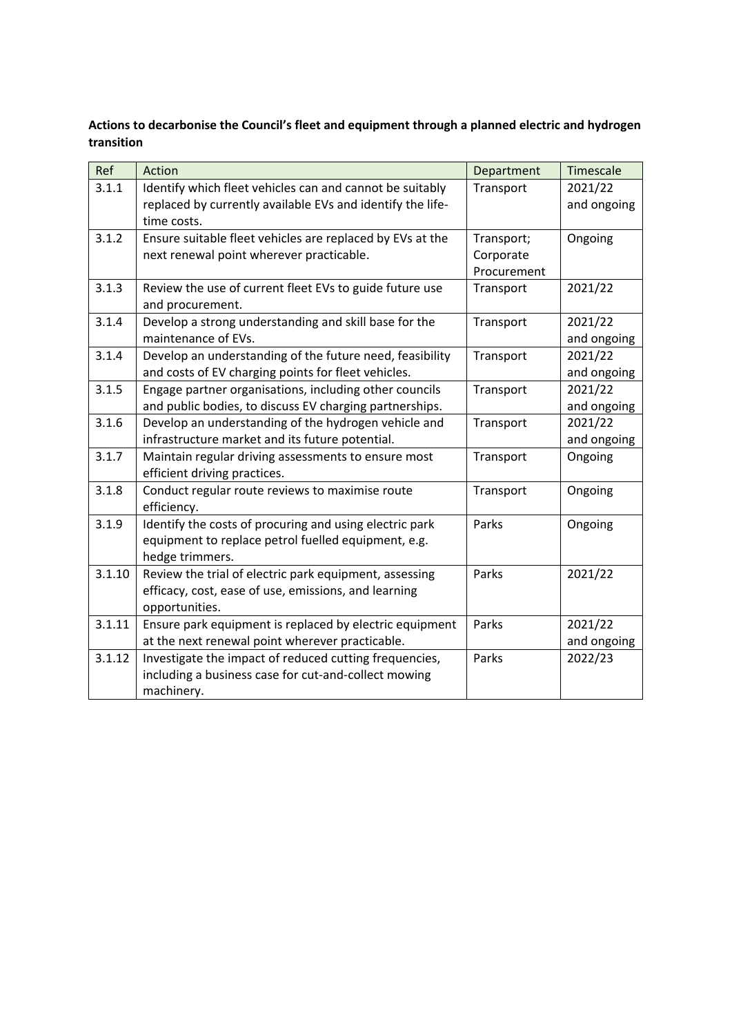**Actions to decarbonise the Council's fleet and equipment through a planned electric and hydrogen transition**

| Ref | Action | Department | Timescale |
|---|---|---|---|
| 3.1.1 | Identify which fleet vehicles can and cannot be suitably replaced by currently available EVs and identify the life-time costs. | Transport | 2021/22 and ongoing |
| 3.1.2 | Ensure suitable fleet vehicles are replaced by EVs at the next renewal point wherever practicable. | Transport; Corporate Procurement | Ongoing |
| 3.1.3 | Review the use of current fleet EVs to guide future use and procurement. | Transport | 2021/22 |
| 3.1.4 | Develop a strong understanding and skill base for the maintenance of EVs. | Transport | 2021/22 and ongoing |
| 3.1.4 | Develop an understanding of the future need, feasibility and costs of EV charging points for fleet vehicles. | Transport | 2021/22 and ongoing |
| 3.1.5 | Engage partner organisations, including other councils and public bodies, to discuss EV charging partnerships. | Transport | 2021/22 and ongoing |
| 3.1.6 | Develop an understanding of the hydrogen vehicle and infrastructure market and its future potential. | Transport | 2021/22 and ongoing |
| 3.1.7 | Maintain regular driving assessments to ensure most efficient driving practices. | Transport | Ongoing |
| 3.1.8 | Conduct regular route reviews to maximise route efficiency. | Transport | Ongoing |
| 3.1.9 | Identify the costs of procuring and using electric park equipment to replace petrol fuelled equipment, e.g. hedge trimmers. | Parks | Ongoing |
| 3.1.10 | Review the trial of electric park equipment, assessing efficacy, cost, ease of use, emissions, and learning opportunities. | Parks | 2021/22 |
| 3.1.11 | Ensure park equipment is replaced by electric equipment at the next renewal point wherever practicable. | Parks | 2021/22 and ongoing |
| 3.1.12 | Investigate the impact of reduced cutting frequencies, including a business case for cut-and-collect mowing machinery. | Parks | 2022/23 |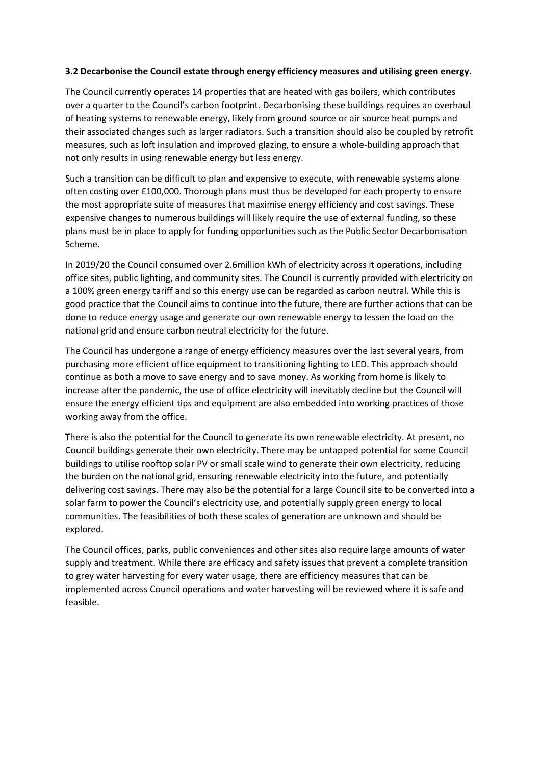**3.2 Decarbonise the Council estate through energy efficiency measures and utilising green energy.**

The Council currently operates 14 properties that are heated with gas boilers, which contributes over a quarter to the Council's carbon footprint. Decarbonising these buildings requires an overhaul of heating systems to renewable energy, likely from ground source or air source heat pumps and their associated changes such as larger radiators. Such a transition should also be coupled by retrofit measures, such as loft insulation and improved glazing, to ensure a whole-building approach that not only results in using renewable energy but less energy.

Such a transition can be difficult to plan and expensive to execute, with renewable systems alone often costing over £100,000. Thorough plans must thus be developed for each property to ensure the most appropriate suite of measures that maximise energy efficiency and cost savings. These expensive changes to numerous buildings will likely require the use of external funding, so these plans must be in place to apply for funding opportunities such as the Public Sector Decarbonisation Scheme.

In 2019/20 the Council consumed over 2.6million kWh of electricity across it operations, including office sites, public lighting, and community sites. The Council is currently provided with electricity on a 100% green energy tariff and so this energy use can be regarded as carbon neutral. While this is good practice that the Council aims to continue into the future, there are further actions that can be done to reduce energy usage and generate our own renewable energy to lessen the load on the national grid and ensure carbon neutral electricity for the future.

The Council has undergone a range of energy efficiency measures over the last several years, from purchasing more efficient office equipment to transitioning lighting to LED. This approach should continue as both a move to save energy and to save money. As working from home is likely to increase after the pandemic, the use of office electricity will inevitably decline but the Council will ensure the energy efficient tips and equipment are also embedded into working practices of those working away from the office.

There is also the potential for the Council to generate its own renewable electricity. At present, no Council buildings generate their own electricity. There may be untapped potential for some Council buildings to utilise rooftop solar PV or small scale wind to generate their own electricity, reducing the burden on the national grid, ensuring renewable electricity into the future, and potentially delivering cost savings. There may also be the potential for a large Council site to be converted into a solar farm to power the Council's electricity use, and potentially supply green energy to local communities. The feasibilities of both these scales of generation are unknown and should be explored.

The Council offices, parks, public conveniences and other sites also require large amounts of water supply and treatment. While there are efficacy and safety issues that prevent a complete transition to grey water harvesting for every water usage, there are efficiency measures that can be implemented across Council operations and water harvesting will be reviewed where it is safe and feasible.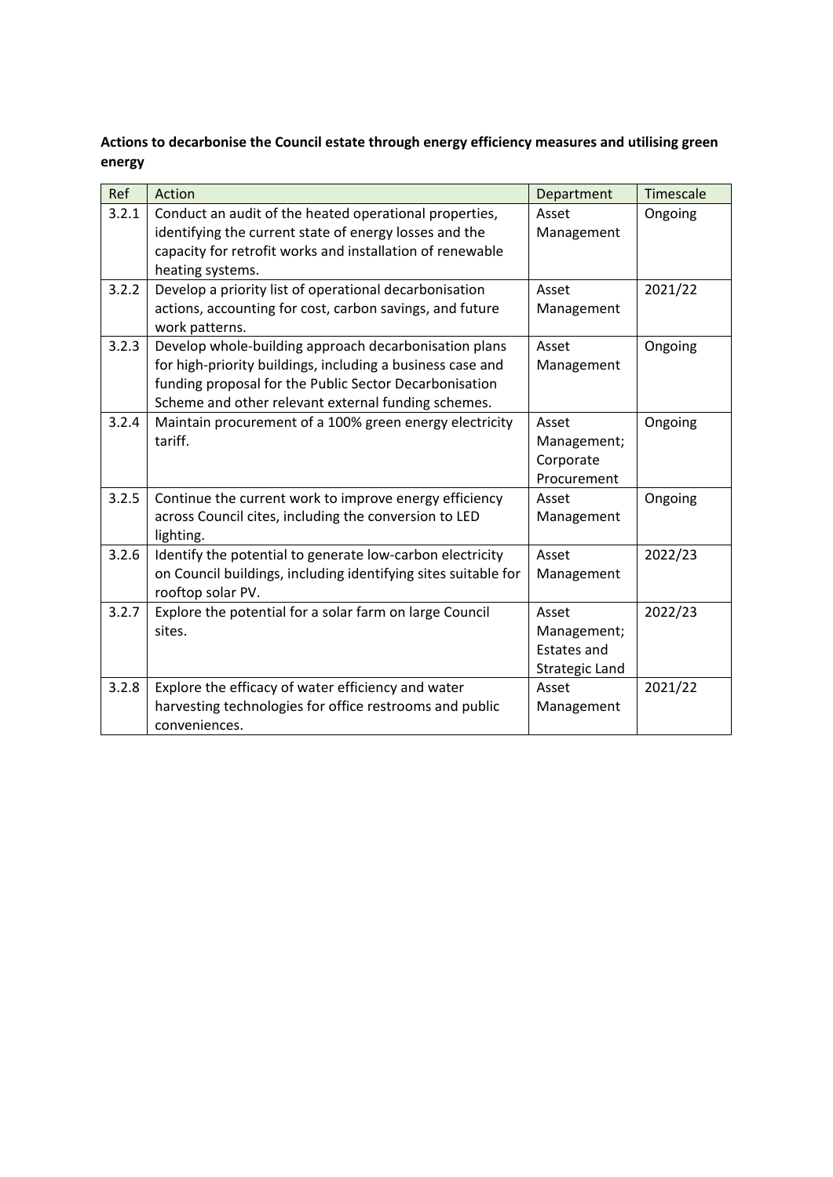**Actions to decarbonise the Council estate through energy efficiency measures and utilising green energy**

| Ref | Action | Department | Timescale |
|---|---|---|---|
| 3.2.1 | Conduct an audit of the heated operational properties, identifying the current state of energy losses and the capacity for retrofit works and installation of renewable heating systems. | Asset Management | Ongoing |
| 3.2.2 | Develop a priority list of operational decarbonisation actions, accounting for cost, carbon savings, and future work patterns. | Asset Management | 2021/22 |
| 3.2.3 | Develop whole-building approach decarbonisation plans for high-priority buildings, including a business case and funding proposal for the Public Sector Decarbonisation Scheme and other relevant external funding schemes. | Asset Management | Ongoing |
| 3.2.4 | Maintain procurement of a 100% green energy electricity tariff. | Asset Management; Corporate Procurement | Ongoing |
| 3.2.5 | Continue the current work to improve energy efficiency across Council cites, including the conversion to LED lighting. | Asset Management | Ongoing |
| 3.2.6 | Identify the potential to generate low-carbon electricity on Council buildings, including identifying sites suitable for rooftop solar PV. | Asset Management | 2022/23 |
| 3.2.7 | Explore the potential for a solar farm on large Council sites. | Asset Management; Estates and Strategic Land | 2022/23 |
| 3.2.8 | Explore the efficacy of water efficiency and water harvesting technologies for office restrooms and public conveniences. | Asset Management | 2021/22 |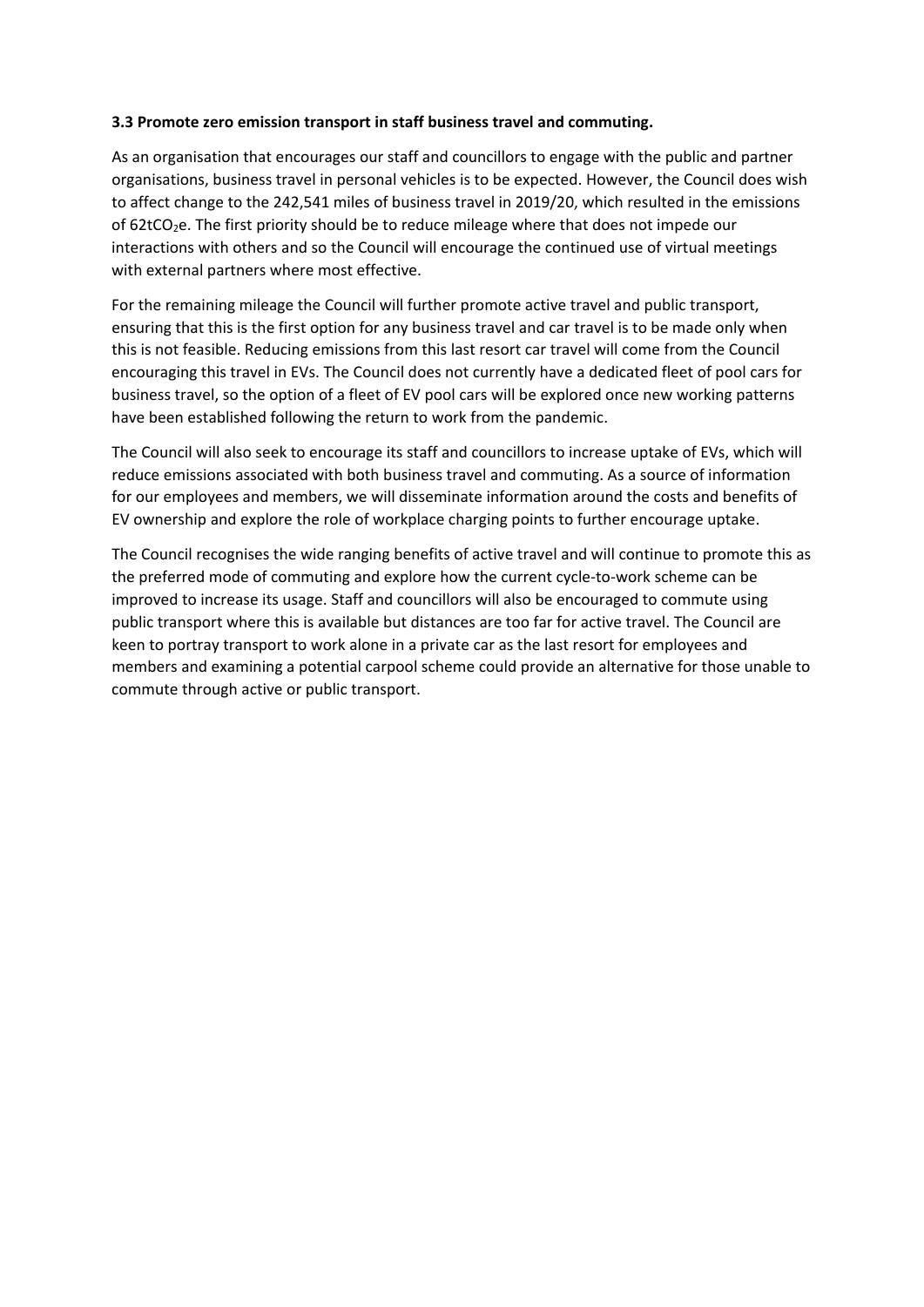### 3.3 Promote zero emission transport in staff business travel and commuting.

As an organisation that encourages our staff and councillors to engage with the public and partner organisations, business travel in personal vehicles is to be expected. However, the Council does wish to affect change to the 242,541 miles of business travel in 2019/20, which resulted in the emissions of $62tCO_2e$. The first priority should be to reduce mileage where that does not impede our interactions with others and so the Council will encourage the continued use of virtual meetings with external partners where most effective.

For the remaining mileage the Council will further promote active travel and public transport, ensuring that this is the first option for any business travel and car travel is to be made only when this is not feasible. Reducing emissions from this last resort car travel will come from the Council encouraging this travel in EVs. The Council does not currently have a dedicated fleet of pool cars for business travel, so the option of a fleet of EV pool cars will be explored once new working patterns have been established following the return to work from the pandemic.

The Council will also seek to encourage its staff and councillors to increase uptake of EVs, which will reduce emissions associated with both business travel and commuting. As a source of information for our employees and members, we will disseminate information around the costs and benefits of EV ownership and explore the role of workplace charging points to further encourage uptake.

The Council recognises the wide ranging benefits of active travel and will continue to promote this as the preferred mode of commuting and explore how the current cycle-to-work scheme can be improved to increase its usage. Staff and councillors will also be encouraged to commute using public transport where this is available but distances are too far for active travel. The Council are keen to portray transport to work alone in a private car as the last resort for employees and members and examining a potential carpool scheme could provide an alternative for those unable to commute through active or public transport.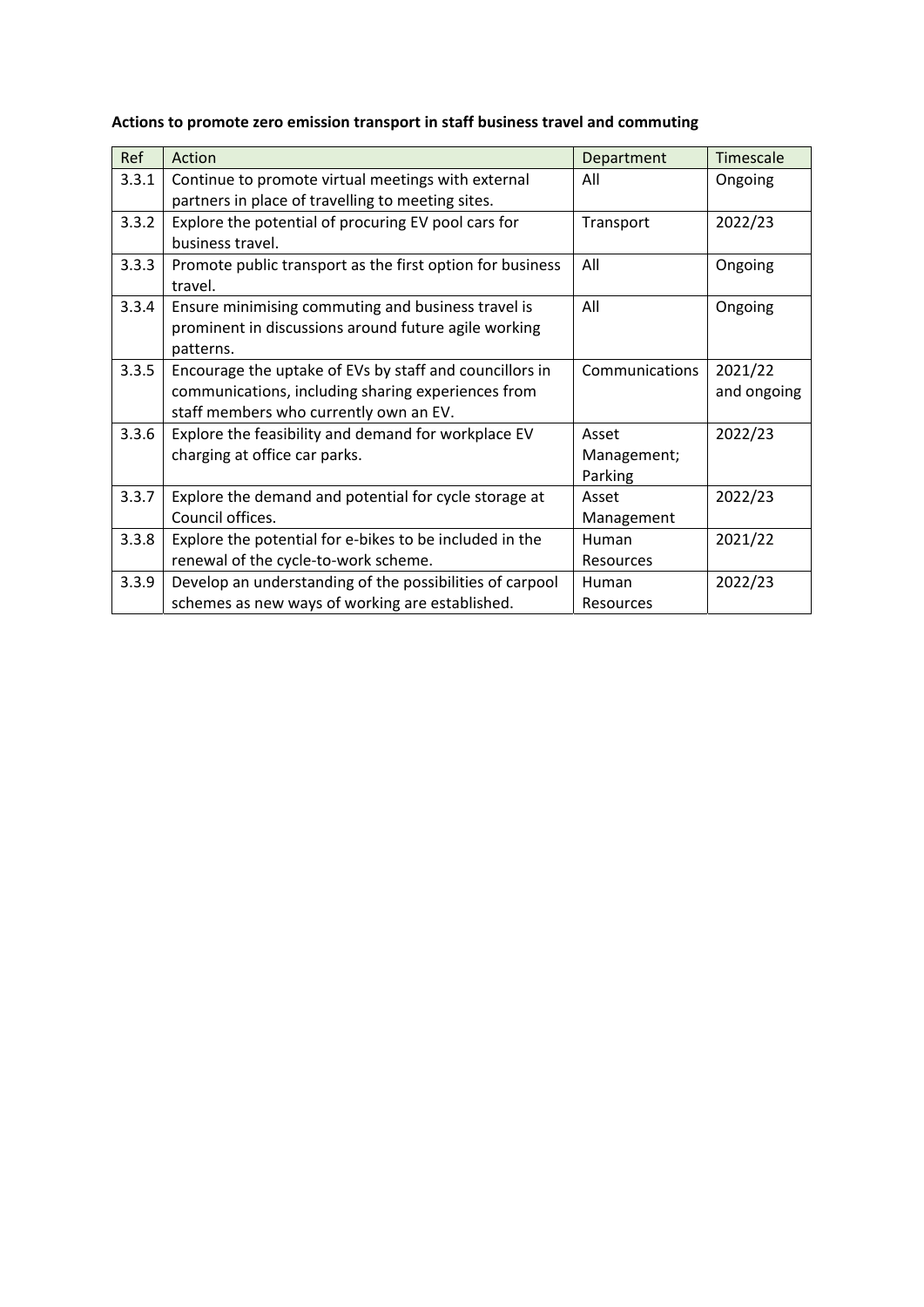**Actions to promote zero emission transport in staff business travel and commuting**

| Ref | Action | Department | Timescale |
|---|---|---|---|
| 3.3.1 | Continue to promote virtual meetings with external partners in place of travelling to meeting sites. | All | Ongoing |
| 3.3.2 | Explore the potential of procuring EV pool cars for business travel. | Transport | 2022/23 |
| 3.3.3 | Promote public transport as the first option for business travel. | All | Ongoing |
| 3.3.4 | Ensure minimising commuting and business travel is prominent in discussions around future agile working patterns. | All | Ongoing |
| 3.3.5 | Encourage the uptake of EVs by staff and councillors in communications, including sharing experiences from staff members who currently own an EV. | Communications | 2021/22 and ongoing |
| 3.3.6 | Explore the feasibility and demand for workplace EV charging at office car parks. | Asset Management; Parking | 2022/23 |
| 3.3.7 | Explore the demand and potential for cycle storage at Council offices. | Asset Management | 2022/23 |
| 3.3.8 | Explore the potential for e-bikes to be included in the renewal of the cycle-to-work scheme. | Human Resources | 2021/22 |
| 3.3.9 | Develop an understanding of the possibilities of carpool schemes as new ways of working are established. | Human Resources | 2022/23 |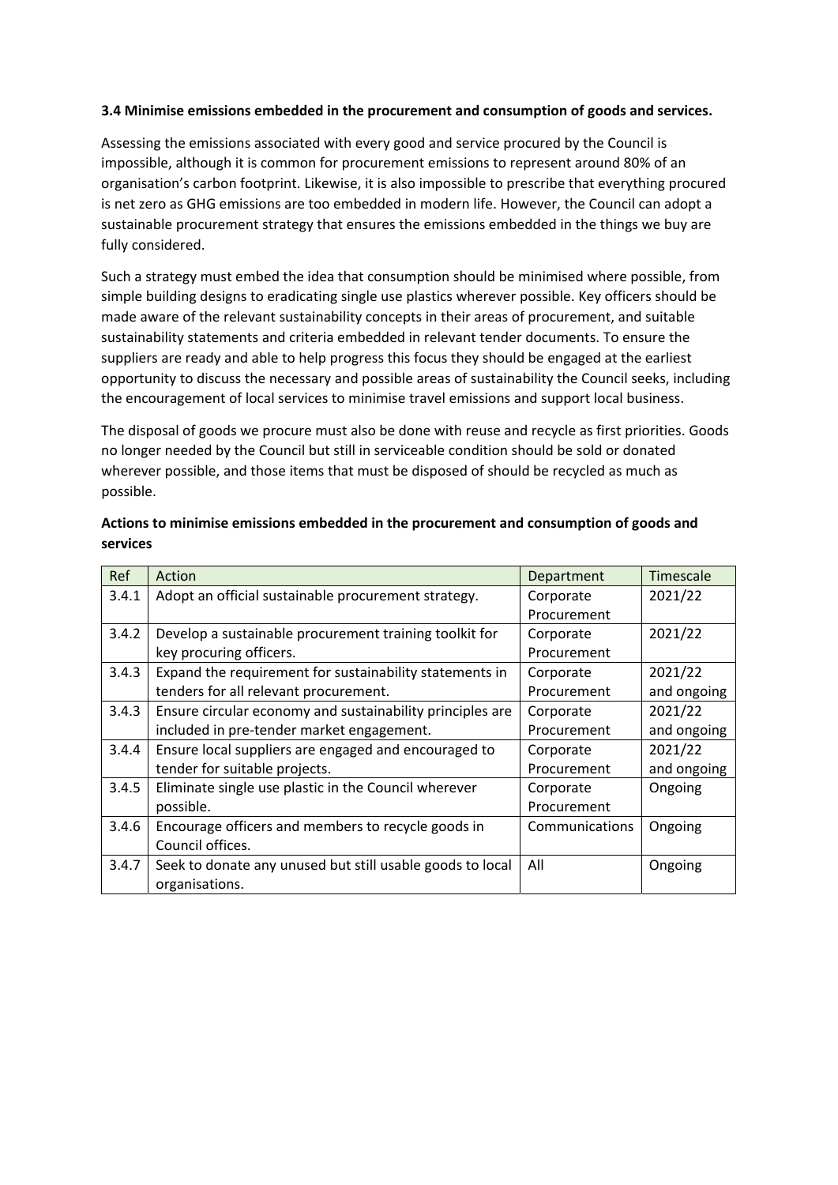### 3.4 Minimise emissions embedded in the procurement and consumption of goods and services.

Assessing the emissions associated with every good and service procured by the Council is impossible, although it is common for procurement emissions to represent around 80% of an organisation's carbon footprint. Likewise, it is also impossible to prescribe that everything procured is net zero as GHG emissions are too embedded in modern life. However, the Council can adopt a sustainable procurement strategy that ensures the emissions embedded in the things we buy are fully considered.

Such a strategy must embed the idea that consumption should be minimised where possible, from simple building designs to eradicating single use plastics wherever possible. Key officers should be made aware of the relevant sustainability concepts in their areas of procurement, and suitable sustainability statements and criteria embedded in relevant tender documents. To ensure the suppliers are ready and able to help progress this focus they should be engaged at the earliest opportunity to discuss the necessary and possible areas of sustainability the Council seeks, including the encouragement of local services to minimise travel emissions and support local business.

The disposal of goods we procure must also be done with reuse and recycle as first priorities. Goods no longer needed by the Council but still in serviceable condition should be sold or donated wherever possible, and those items that must be disposed of should be recycled as much as possible.

**Actions to minimise emissions embedded in the procurement and consumption of goods and services**

| Ref | Action | Department | Timescale |
|---|---|---|---|
| 3.4.1 | Adopt an official sustainable procurement strategy. | Corporate Procurement | 2021/22 |
| 3.4.2 | Develop a sustainable procurement training toolkit for key procuring officers. | Corporate Procurement | 2021/22 |
| 3.4.3 | Expand the requirement for sustainability statements in tenders for all relevant procurement. | Corporate Procurement | 2021/22 and ongoing |
| 3.4.3 | Ensure circular economy and sustainability principles are included in pre-tender market engagement. | Corporate Procurement | 2021/22 and ongoing |
| 3.4.4 | Ensure local suppliers are engaged and encouraged to tender for suitable projects. | Corporate Procurement | 2021/22 and ongoing |
| 3.4.5 | Eliminate single use plastic in the Council wherever possible. | Corporate Procurement | Ongoing |
| 3.4.6 | Encourage officers and members to recycle goods in Council offices. | Communications | Ongoing |
| 3.4.7 | Seek to donate any unused but still usable goods to local organisations. | All | Ongoing |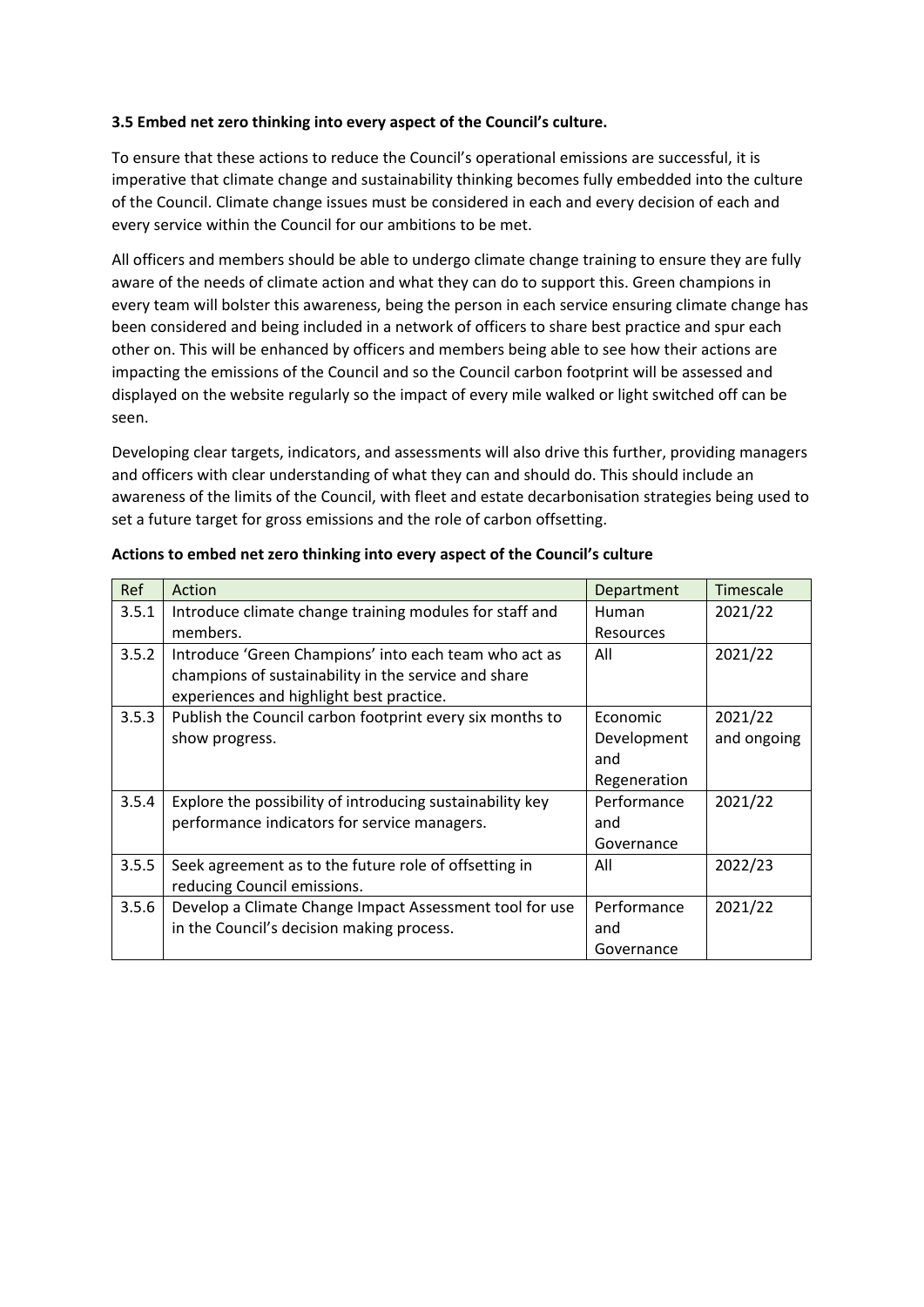### 3.5 Embed net zero thinking into every aspect of the Council's culture.

To ensure that these actions to reduce the Council's operational emissions are successful, it is imperative that climate change and sustainability thinking becomes fully embedded into the culture of the Council. Climate change issues must be considered in each and every decision of each and every service within the Council for our ambitions to be met.

All officers and members should be able to undergo climate change training to ensure they are fully aware of the needs of climate action and what they can do to support this. Green champions in every team will bolster this awareness, being the person in each service ensuring climate change has been considered and being included in a network of officers to share best practice and spur each other on. This will be enhanced by officers and members being able to see how their actions are impacting the emissions of the Council and so the Council carbon footprint will be assessed and displayed on the website regularly so the impact of every mile walked or light switched off can be seen.

Developing clear targets, indicators, and assessments will also drive this further, providing managers and officers with clear understanding of what they can and should do. This should include an awareness of the limits of the Council, with fleet and estate decarbonisation strategies being used to set a future target for gross emissions and the role of carbon offsetting.

**Actions to embed net zero thinking into every aspect of the Council's culture**

| Ref | Action | Department | Timescale |
|---|---|---|---|
| 3.5.1 | Introduce climate change training modules for staff and members. | Human Resources | 2021/22 |
| 3.5.2 | Introduce 'Green Champions' into each team who act as champions of sustainability in the service and share experiences and highlight best practice. | All | 2021/22 |
| 3.5.3 | Publish the Council carbon footprint every six months to show progress. | Economic Development and Regeneration | 2021/22 and ongoing |
| 3.5.4 | Explore the possibility of introducing sustainability key performance indicators for service managers. | Performance and Governance | 2021/22 |
| 3.5.5 | Seek agreement as to the future role of offsetting in reducing Council emissions. | All | 2022/23 |
| 3.5.6 | Develop a Climate Change Impact Assessment tool for use in the Council's decision making process. | Performance and Governance | 2021/22 |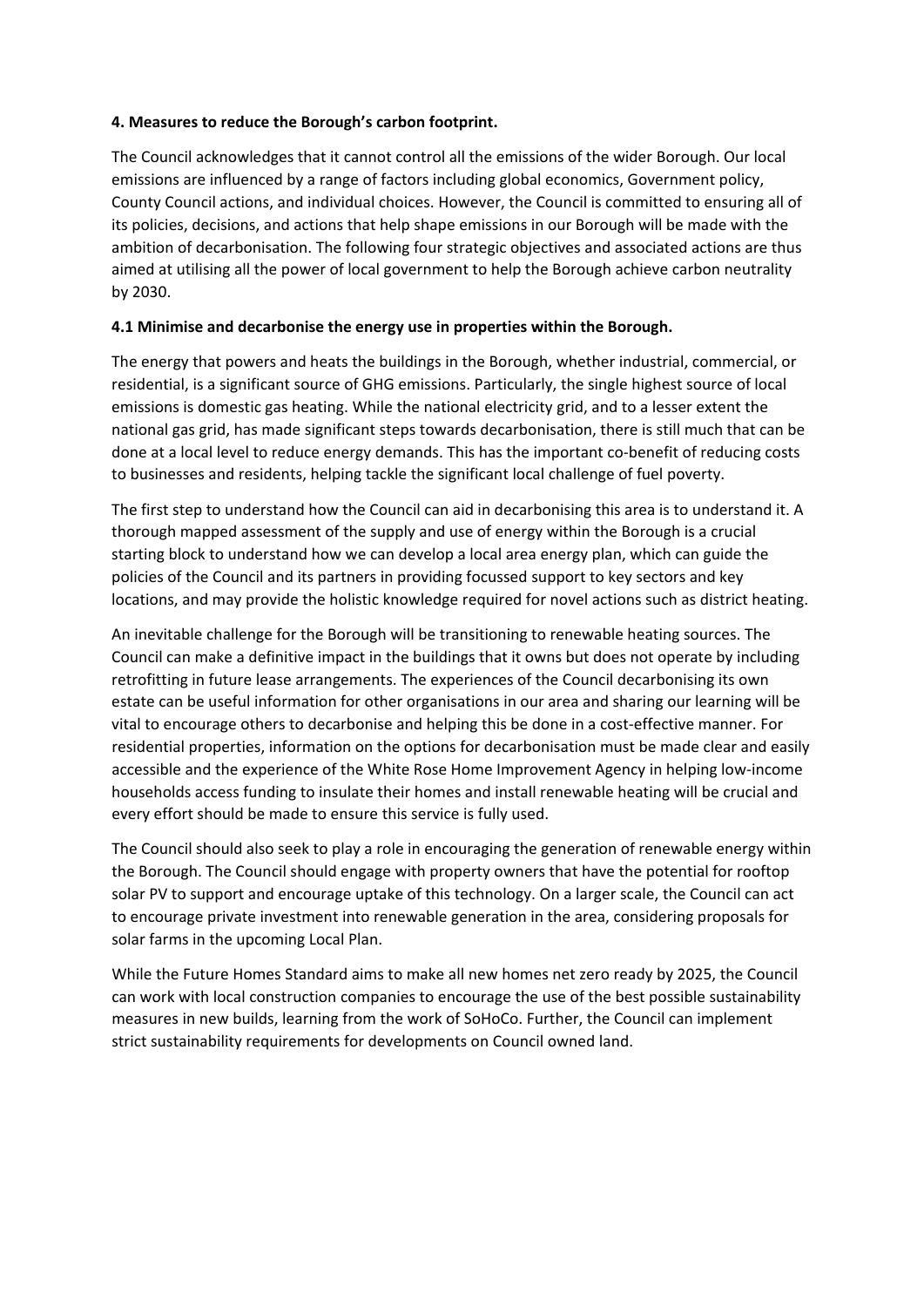**4. Measures to reduce the Borough's carbon footprint.**

The Council acknowledges that it cannot control all the emissions of the wider Borough. Our local emissions are influenced by a range of factors including global economics, Government policy, County Council actions, and individual choices. However, the Council is committed to ensuring all of its policies, decisions, and actions that help shape emissions in our Borough will be made with the ambition of decarbonisation. The following four strategic objectives and associated actions are thus aimed at utilising all the power of local government to help the Borough achieve carbon neutrality by 2030.

**4.1 Minimise and decarbonise the energy use in properties within the Borough.**

The energy that powers and heats the buildings in the Borough, whether industrial, commercial, or residential, is a significant source of GHG emissions. Particularly, the single highest source of local emissions is domestic gas heating. While the national electricity grid, and to a lesser extent the national gas grid, has made significant steps towards decarbonisation, there is still much that can be done at a local level to reduce energy demands. This has the important co-benefit of reducing costs to businesses and residents, helping tackle the significant local challenge of fuel poverty.

The first step to understand how the Council can aid in decarbonising this area is to understand it. A thorough mapped assessment of the supply and use of energy within the Borough is a crucial starting block to understand how we can develop a local area energy plan, which can guide the policies of the Council and its partners in providing focussed support to key sectors and key locations, and may provide the holistic knowledge required for novel actions such as district heating.

An inevitable challenge for the Borough will be transitioning to renewable heating sources. The Council can make a definitive impact in the buildings that it owns but does not operate by including retrofitting in future lease arrangements. The experiences of the Council decarbonising its own estate can be useful information for other organisations in our area and sharing our learning will be vital to encourage others to decarbonise and helping this be done in a cost-effective manner. For residential properties, information on the options for decarbonisation must be made clear and easily accessible and the experience of the White Rose Home Improvement Agency in helping low-income households access funding to insulate their homes and install renewable heating will be crucial and every effort should be made to ensure this service is fully used.

The Council should also seek to play a role in encouraging the generation of renewable energy within the Borough. The Council should engage with property owners that have the potential for rooftop solar PV to support and encourage uptake of this technology. On a larger scale, the Council can act to encourage private investment into renewable generation in the area, considering proposals for solar farms in the upcoming Local Plan.

While the Future Homes Standard aims to make all new homes net zero ready by 2025, the Council can work with local construction companies to encourage the use of the best possible sustainability measures in new builds, learning from the work of SoHoCo. Further, the Council can implement strict sustainability requirements for developments on Council owned land.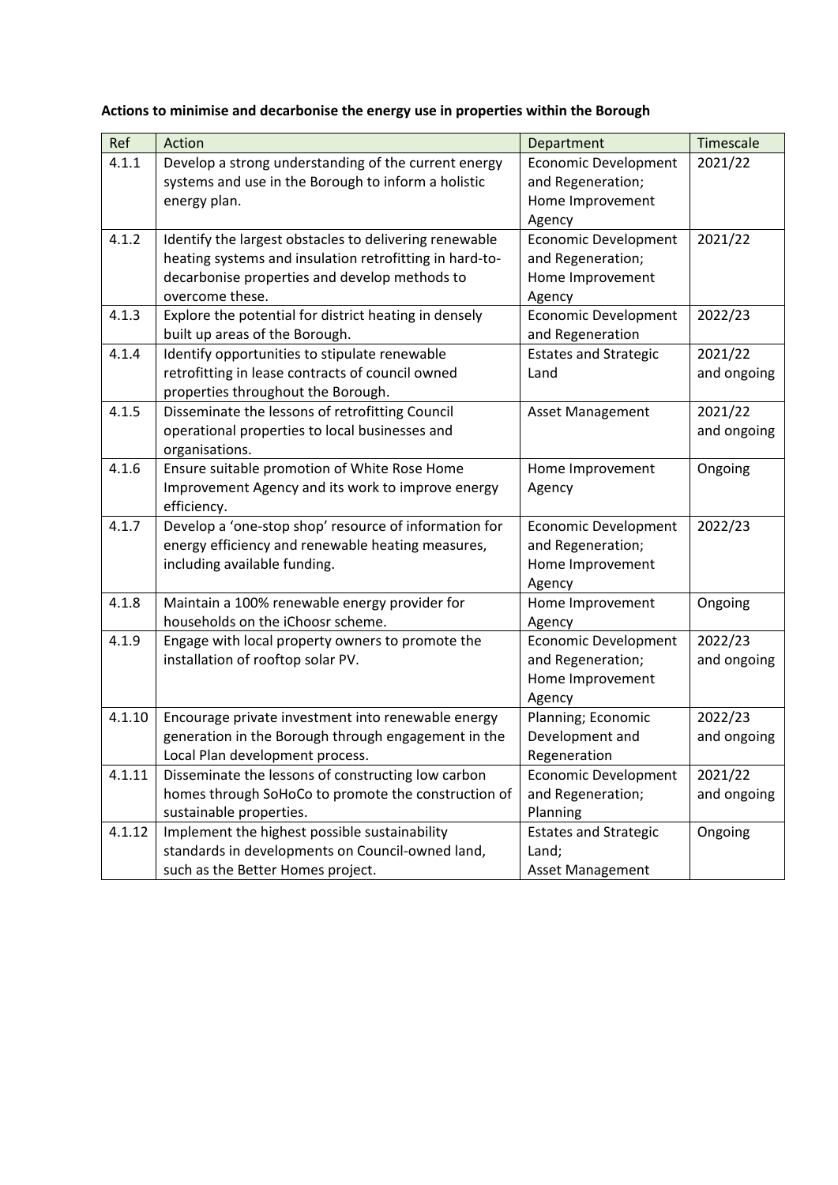**Actions to minimise and decarbonise the energy use in properties within the Borough**

| Ref | Action | Department | Timescale |
|---|---|---|---|
| 4.1.1 | Develop a strong understanding of the current energy systems and use in the Borough to inform a holistic energy plan. | Economic Development and Regeneration; Home Improvement Agency | 2021/22 |
| 4.1.2 | Identify the largest obstacles to delivering renewable heating systems and insulation retrofitting in hard-to-decarbonise properties and develop methods to overcome these. | Economic Development and Regeneration; Home Improvement Agency | 2021/22 |
| 4.1.3 | Explore the potential for district heating in densely built up areas of the Borough. | Economic Development and Regeneration | 2022/23 |
| 4.1.4 | Identify opportunities to stipulate renewable retrofitting in lease contracts of council owned properties throughout the Borough. | Estates and Strategic Land | 2021/22 and ongoing |
| 4.1.5 | Disseminate the lessons of retrofitting Council operational properties to local businesses and organisations. | Asset Management | 2021/22 and ongoing |
| 4.1.6 | Ensure suitable promotion of White Rose Home Improvement Agency and its work to improve energy efficiency. | Home Improvement Agency | Ongoing |
| 4.1.7 | Develop a 'one-stop shop' resource of information for energy efficiency and renewable heating measures, including available funding. | Economic Development and Regeneration; Home Improvement Agency | 2022/23 |
| 4.1.8 | Maintain a 100% renewable energy provider for households on the iChoosr scheme. | Home Improvement Agency | Ongoing |
| 4.1.9 | Engage with local property owners to promote the installation of rooftop solar PV. | Economic Development and Regeneration; Home Improvement Agency | 2022/23 and ongoing |
| 4.1.10 | Encourage private investment into renewable energy generation in the Borough through engagement in the Local Plan development process. | Planning; Economic Development and Regeneration | 2022/23 and ongoing |
| 4.1.11 | Disseminate the lessons of constructing low carbon homes through SoHoCo to promote the construction of sustainable properties. | Economic Development and Regeneration; Planning | 2021/22 and ongoing |
| 4.1.12 | Implement the highest possible sustainability standards in developments on Council-owned land, such as the Better Homes project. | Estates and Strategic Land; Asset Management | Ongoing |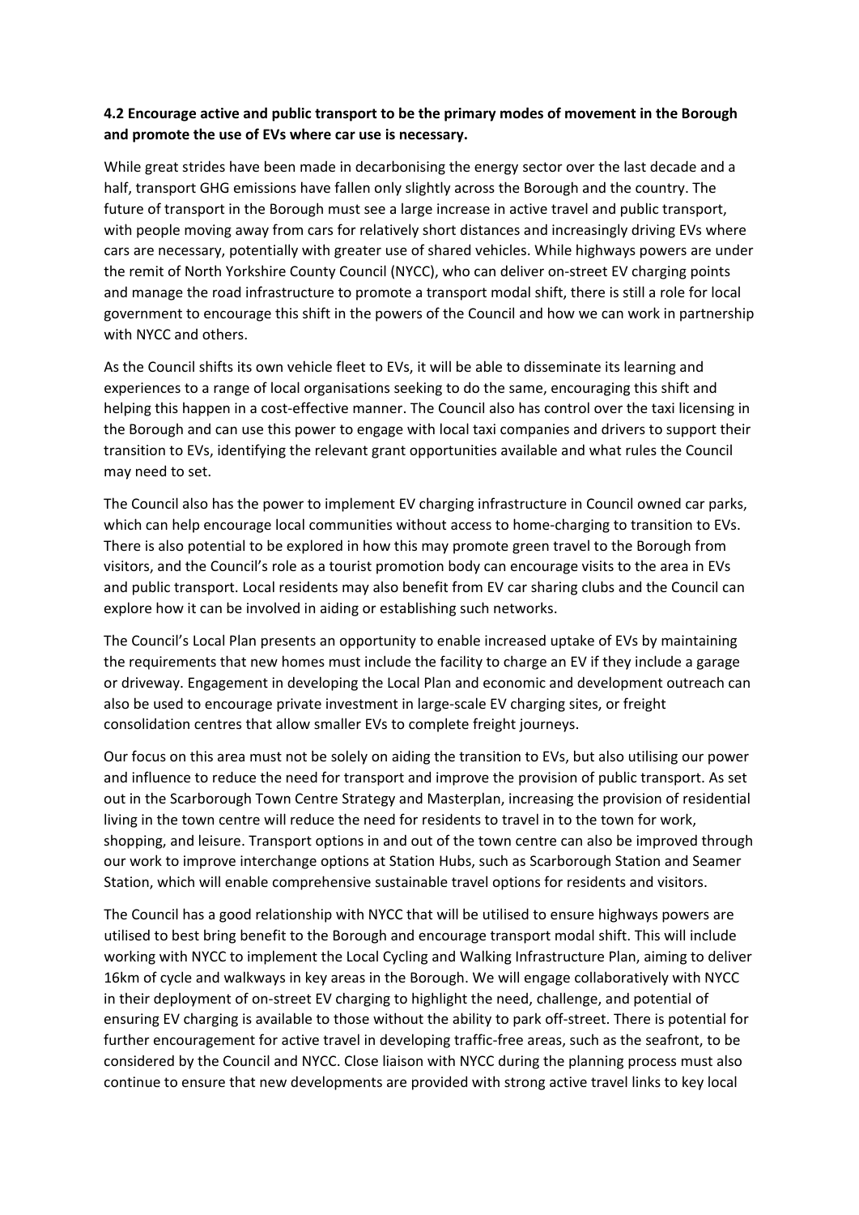**4.2 Encourage active and public transport to be the primary modes of movement in the Borough and promote the use of EVs where car use is necessary.**

While great strides have been made in decarbonising the energy sector over the last decade and a half, transport GHG emissions have fallen only slightly across the Borough and the country. The future of transport in the Borough must see a large increase in active travel and public transport, with people moving away from cars for relatively short distances and increasingly driving EVs where cars are necessary, potentially with greater use of shared vehicles. While highways powers are under the remit of North Yorkshire County Council (NYCC), who can deliver on-street EV charging points and manage the road infrastructure to promote a transport modal shift, there is still a role for local government to encourage this shift in the powers of the Council and how we can work in partnership with NYCC and others.

As the Council shifts its own vehicle fleet to EVs, it will be able to disseminate its learning and experiences to a range of local organisations seeking to do the same, encouraging this shift and helping this happen in a cost-effective manner. The Council also has control over the taxi licensing in the Borough and can use this power to engage with local taxi companies and drivers to support their transition to EVs, identifying the relevant grant opportunities available and what rules the Council may need to set.

The Council also has the power to implement EV charging infrastructure in Council owned car parks, which can help encourage local communities without access to home-charging to transition to EVs. There is also potential to be explored in how this may promote green travel to the Borough from visitors, and the Council's role as a tourist promotion body can encourage visits to the area in EVs and public transport. Local residents may also benefit from EV car sharing clubs and the Council can explore how it can be involved in aiding or establishing such networks.

The Council's Local Plan presents an opportunity to enable increased uptake of EVs by maintaining the requirements that new homes must include the facility to charge an EV if they include a garage or driveway. Engagement in developing the Local Plan and economic and development outreach can also be used to encourage private investment in large-scale EV charging sites, or freight consolidation centres that allow smaller EVs to complete freight journeys.

Our focus on this area must not be solely on aiding the transition to EVs, but also utilising our power and influence to reduce the need for transport and improve the provision of public transport. As set out in the Scarborough Town Centre Strategy and Masterplan, increasing the provision of residential living in the town centre will reduce the need for residents to travel in to the town for work, shopping, and leisure. Transport options in and out of the town centre can also be improved through our work to improve interchange options at Station Hubs, such as Scarborough Station and Seamer Station, which will enable comprehensive sustainable travel options for residents and visitors.

The Council has a good relationship with NYCC that will be utilised to ensure highways powers are utilised to best bring benefit to the Borough and encourage transport modal shift. This will include working with NYCC to implement the Local Cycling and Walking Infrastructure Plan, aiming to deliver 16km of cycle and walkways in key areas in the Borough. We will engage collaboratively with NYCC in their deployment of on-street EV charging to highlight the need, challenge, and potential of ensuring EV charging is available to those without the ability to park off-street. There is potential for further encouragement for active travel in developing traffic-free areas, such as the seafront, to be considered by the Council and NYCC. Close liaison with NYCC during the planning process must also continue to ensure that new developments are provided with strong active travel links to key local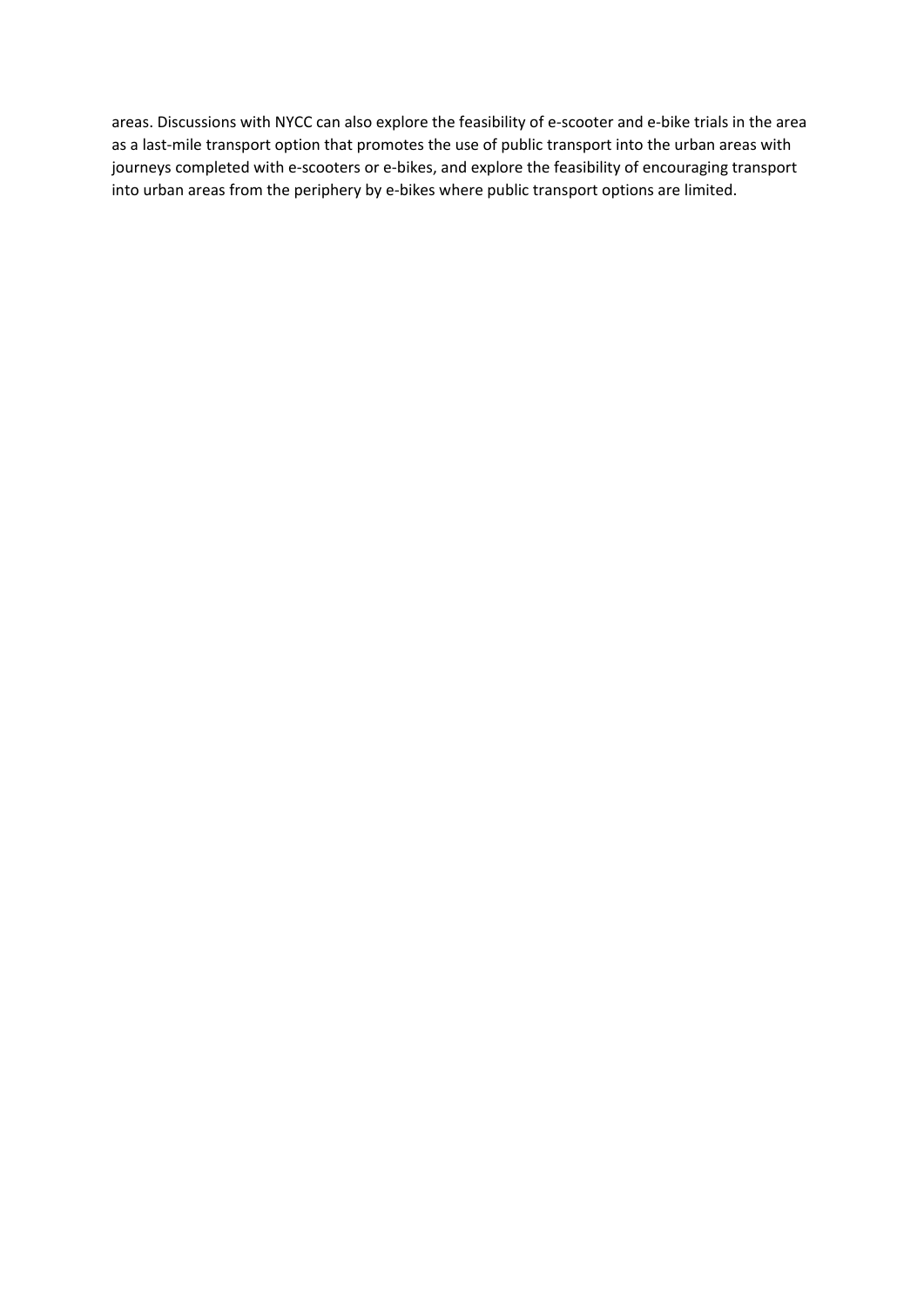areas. Discussions with NYCC can also explore the feasibility of e-scooter and e-bike trials in the area as a last-mile transport option that promotes the use of public transport into the urban areas with journeys completed with e-scooters or e-bikes, and explore the feasibility of encouraging transport into urban areas from the periphery by e-bikes where public transport options are limited.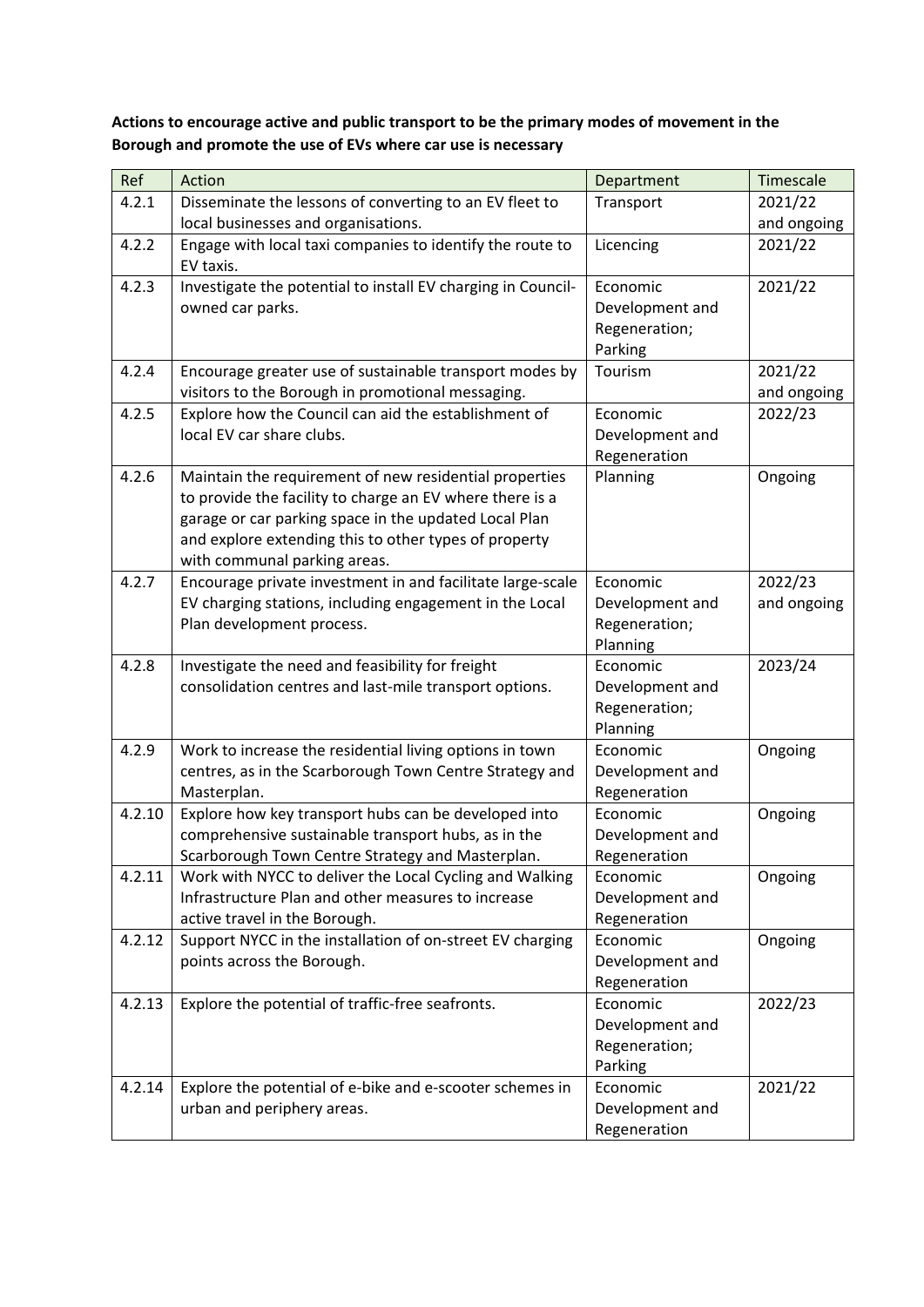**Actions to encourage active and public transport to be the primary modes of movement in the Borough and promote the use of EVs where car use is necessary**

| Ref | Action | Department | Timescale |
|---|---|---|---|
| 4.2.1 | Disseminate the lessons of converting to an EV fleet to local businesses and organisations. | Transport | 2021/22 and ongoing |
| 4.2.2 | Engage with local taxi companies to identify the route to EV taxis. | Licencing | 2021/22 |
| 4.2.3 | Investigate the potential to install EV charging in Council-owned car parks. | Economic Development and Regeneration; Parking | 2021/22 |
| 4.2.4 | Encourage greater use of sustainable transport modes by visitors to the Borough in promotional messaging. | Tourism | 2021/22 and ongoing |
| 4.2.5 | Explore how the Council can aid the establishment of local EV car share clubs. | Economic Development and Regeneration | 2022/23 |
| 4.2.6 | Maintain the requirement of new residential properties to provide the facility to charge an EV where there is a garage or car parking space in the updated Local Plan and explore extending this to other types of property with communal parking areas. | Planning | Ongoing |
| 4.2.7 | Encourage private investment in and facilitate large-scale EV charging stations, including engagement in the Local Plan development process. | Economic Development and Regeneration; Planning | 2022/23 and ongoing |
| 4.2.8 | Investigate the need and feasibility for freight consolidation centres and last-mile transport options. | Economic Development and Regeneration; Planning | 2023/24 |
| 4.2.9 | Work to increase the residential living options in town centres, as in the Scarborough Town Centre Strategy and Masterplan. | Economic Development and Regeneration | Ongoing |
| 4.2.10 | Explore how key transport hubs can be developed into comprehensive sustainable transport hubs, as in the Scarborough Town Centre Strategy and Masterplan. | Economic Development and Regeneration | Ongoing |
| 4.2.11 | Work with NYCC to deliver the Local Cycling and Walking Infrastructure Plan and other measures to increase active travel in the Borough. | Economic Development and Regeneration | Ongoing |
| 4.2.12 | Support NYCC in the installation of on-street EV charging points across the Borough. | Economic Development and Regeneration | Ongoing |
| 4.2.13 | Explore the potential of traffic-free seafronts. | Economic Development and Regeneration; Parking | 2022/23 |
| 4.2.14 | Explore the potential of e-bike and e-scooter schemes in urban and periphery areas. | Economic Development and Regeneration | 2021/22 |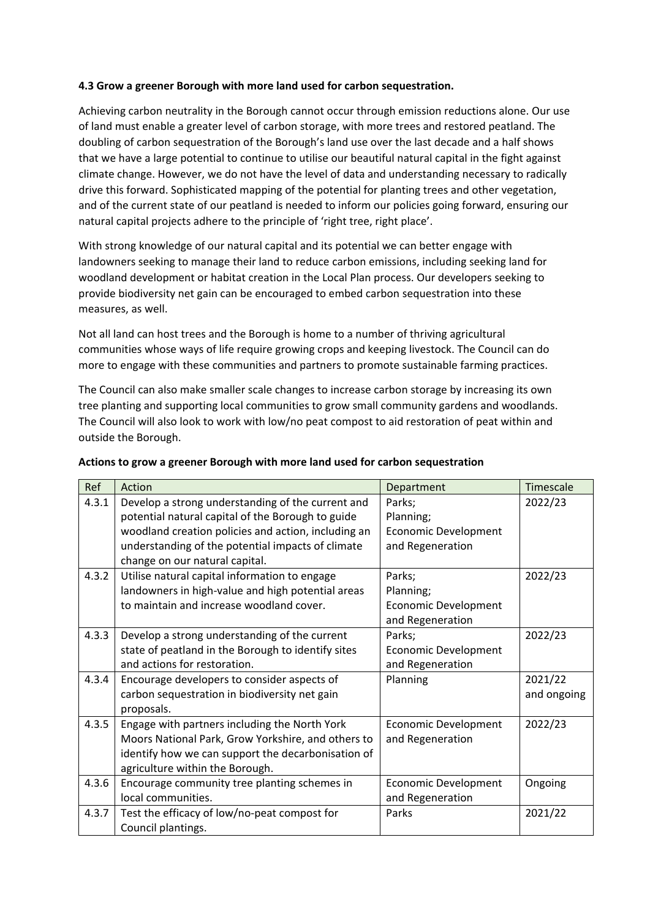### 4.3 Grow a greener Borough with more land used for carbon sequestration.

Achieving carbon neutrality in the Borough cannot occur through emission reductions alone. Our use of land must enable a greater level of carbon storage, with more trees and restored peatland. The doubling of carbon sequestration of the Borough's land use over the last decade and a half shows that we have a large potential to continue to utilise our beautiful natural capital in the fight against climate change. However, we do not have the level of data and understanding necessary to radically drive this forward. Sophisticated mapping of the potential for planting trees and other vegetation, and of the current state of our peatland is needed to inform our policies going forward, ensuring our natural capital projects adhere to the principle of 'right tree, right place'.

With strong knowledge of our natural capital and its potential we can better engage with landowners seeking to manage their land to reduce carbon emissions, including seeking land for woodland development or habitat creation in the Local Plan process. Our developers seeking to provide biodiversity net gain can be encouraged to embed carbon sequestration into these measures, as well.

Not all land can host trees and the Borough is home to a number of thriving agricultural communities whose ways of life require growing crops and keeping livestock. The Council can do more to engage with these communities and partners to promote sustainable farming practices.

The Council can also make smaller scale changes to increase carbon storage by increasing its own tree planting and supporting local communities to grow small community gardens and woodlands. The Council will also look to work with low/no peat compost to aid restoration of peat within and outside the Borough.

**Actions to grow a greener Borough with more land used for carbon sequestration**

| Ref | Action | Department | Timescale |
|---|---|---|---|
| 4.3.1 | Develop a strong understanding of the current and potential natural capital of the Borough to guide woodland creation policies and action, including an understanding of the potential impacts of climate change on our natural capital. | Parks; Planning; Economic Development and Regeneration | 2022/23 |
| 4.3.2 | Utilise natural capital information to engage landowners in high-value and high potential areas to maintain and increase woodland cover. | Parks; Planning; Economic Development and Regeneration | 2022/23 |
| 4.3.3 | Develop a strong understanding of the current state of peatland in the Borough to identify sites and actions for restoration. | Parks; Economic Development and Regeneration | 2022/23 |
| 4.3.4 | Encourage developers to consider aspects of carbon sequestration in biodiversity net gain proposals. | Planning | 2021/22 and ongoing |
| 4.3.5 | Engage with partners including the North York Moors National Park, Grow Yorkshire, and others to identify how we can support the decarbonisation of agriculture within the Borough. | Economic Development and Regeneration | 2022/23 |
| 4.3.6 | Encourage community tree planting schemes in local communities. | Economic Development and Regeneration | Ongoing |
| 4.3.7 | Test the efficacy of low/no-peat compost for Council plantings. | Parks | 2021/22 |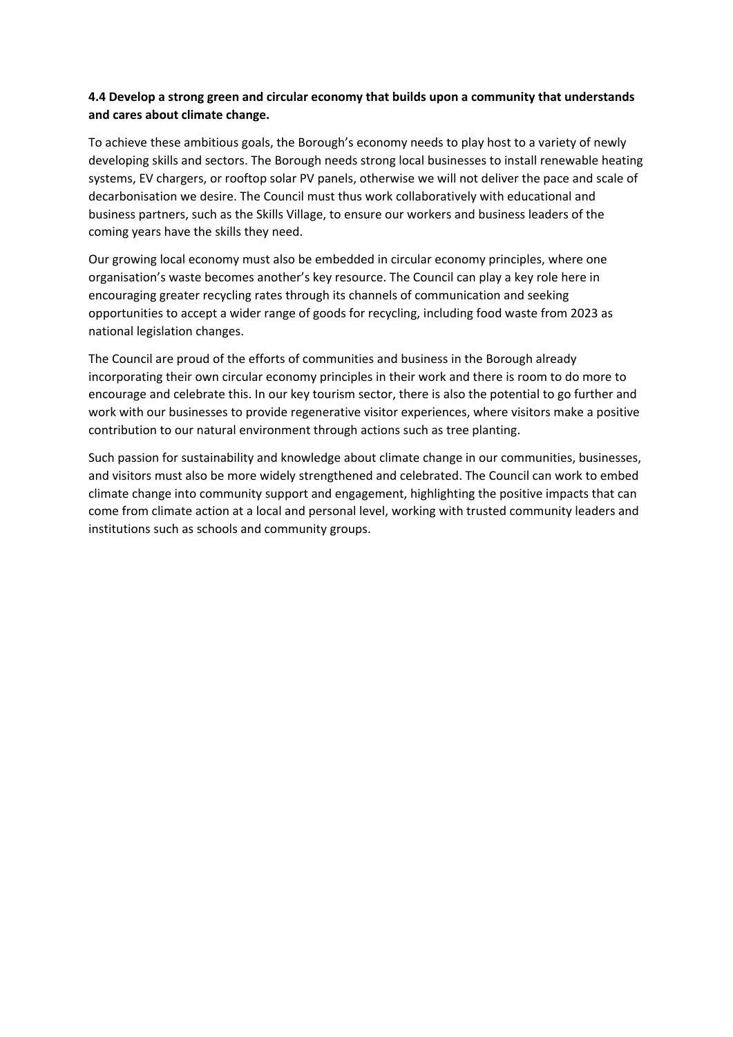**4.4 Develop a strong green and circular economy that builds upon a community that understands and cares about climate change.**

To achieve these ambitious goals, the Borough's economy needs to play host to a variety of newly developing skills and sectors. The Borough needs strong local businesses to install renewable heating systems, EV chargers, or rooftop solar PV panels, otherwise we will not deliver the pace and scale of decarbonisation we desire. The Council must thus work collaboratively with educational and business partners, such as the Skills Village, to ensure our workers and business leaders of the coming years have the skills they need.

Our growing local economy must also be embedded in circular economy principles, where one organisation's waste becomes another's key resource. The Council can play a key role here in encouraging greater recycling rates through its channels of communication and seeking opportunities to accept a wider range of goods for recycling, including food waste from 2023 as national legislation changes.

The Council are proud of the efforts of communities and business in the Borough already incorporating their own circular economy principles in their work and there is room to do more to encourage and celebrate this. In our key tourism sector, there is also the potential to go further and work with our businesses to provide regenerative visitor experiences, where visitors make a positive contribution to our natural environment through actions such as tree planting.

Such passion for sustainability and knowledge about climate change in our communities, businesses, and visitors must also be more widely strengthened and celebrated. The Council can work to embed climate change into community support and engagement, highlighting the positive impacts that can come from climate action at a local and personal level, working with trusted community leaders and institutions such as schools and community groups.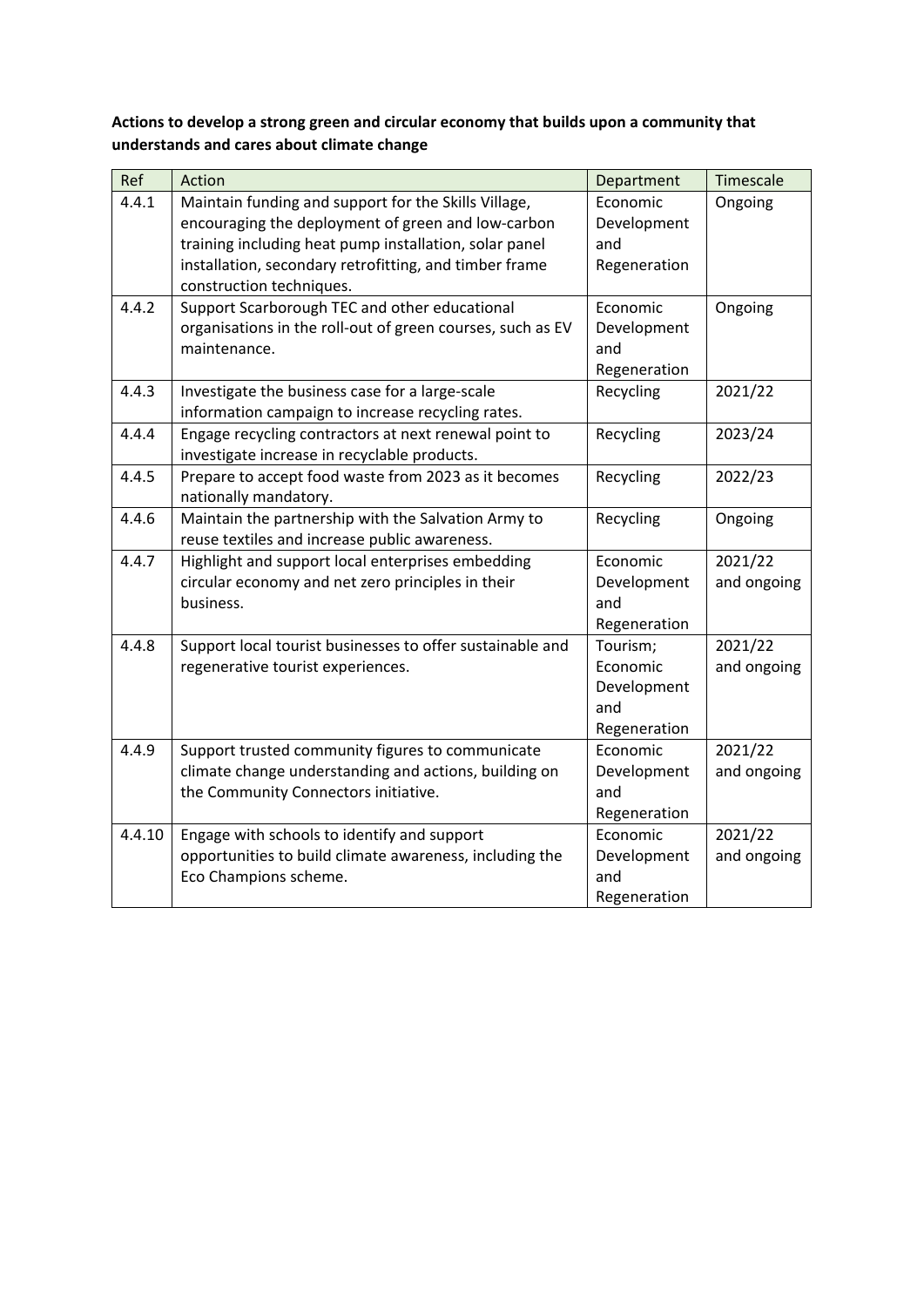**Actions to develop a strong green and circular economy that builds upon a community that understands and cares about climate change**

| Ref | Action | Department | Timescale |
|---|---|---|---|
| 4.4.1 | Maintain funding and support for the Skills Village, encouraging the deployment of green and low-carbon training including heat pump installation, solar panel installation, secondary retrofitting, and timber frame construction techniques. | Economic Development and Regeneration | Ongoing |
| 4.4.2 | Support Scarborough TEC and other educational organisations in the roll-out of green courses, such as EV maintenance. | Economic Development and Regeneration | Ongoing |
| 4.4.3 | Investigate the business case for a large-scale information campaign to increase recycling rates. | Recycling | 2021/22 |
| 4.4.4 | Engage recycling contractors at next renewal point to investigate increase in recyclable products. | Recycling | 2023/24 |
| 4.4.5 | Prepare to accept food waste from 2023 as it becomes nationally mandatory. | Recycling | 2022/23 |
| 4.4.6 | Maintain the partnership with the Salvation Army to reuse textiles and increase public awareness. | Recycling | Ongoing |
| 4.4.7 | Highlight and support local enterprises embedding circular economy and net zero principles in their business. | Economic Development and Regeneration | 2021/22 and ongoing |
| 4.4.8 | Support local tourist businesses to offer sustainable and regenerative tourist experiences. | Tourism; Economic Development and Regeneration | 2021/22 and ongoing |
| 4.4.9 | Support trusted community figures to communicate climate change understanding and actions, building on the Community Connectors initiative. | Economic Development and Regeneration | 2021/22 and ongoing |
| 4.4.10 | Engage with schools to identify and support opportunities to build climate awareness, including the Eco Champions scheme. | Economic Development and Regeneration | 2021/22 and ongoing |